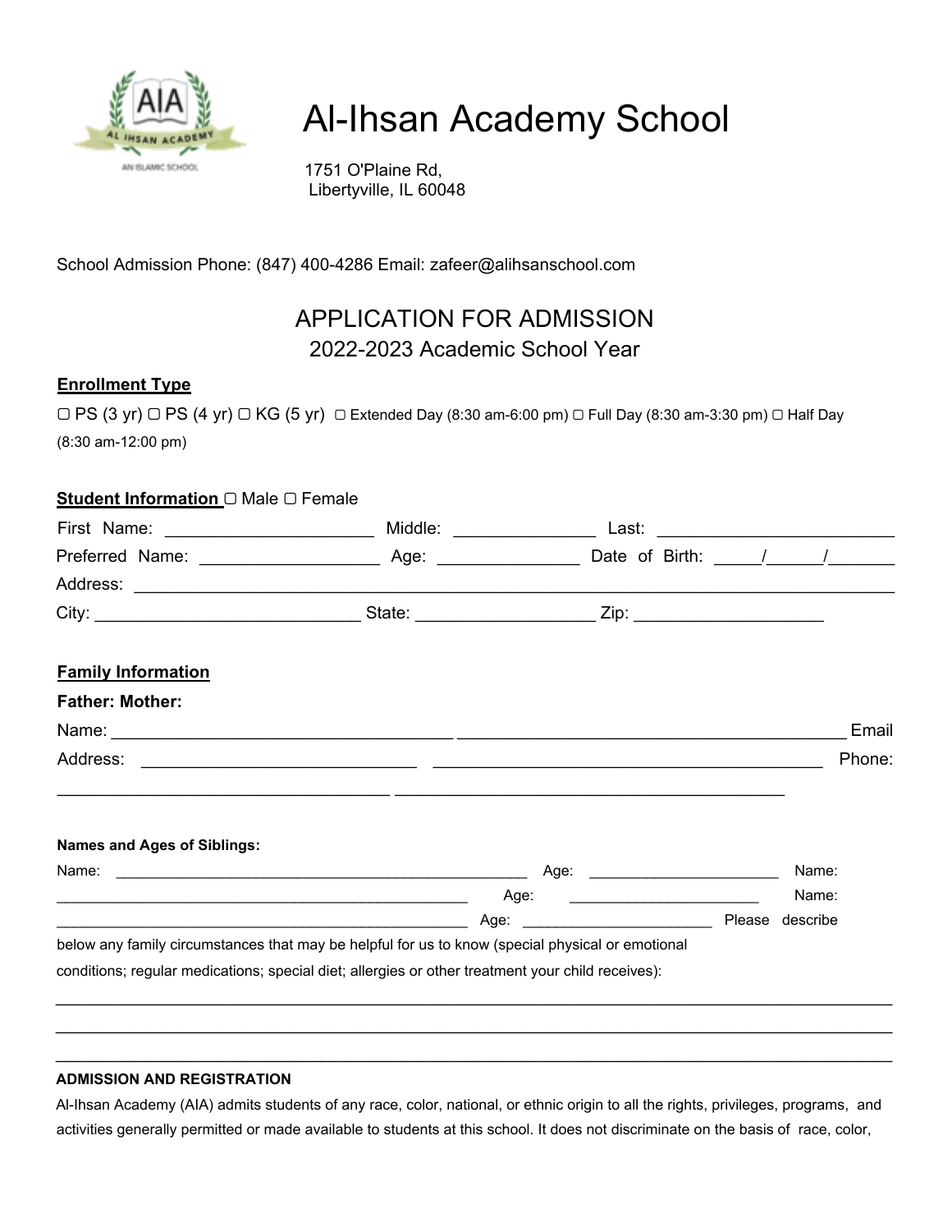# Al-Ihsan Academy School

1751 O'Plaine Rd,
Libertyville, IL 60048

School Admission Phone: (847) 400-4286 Email: zafeer@alihsanschool.com

## APPLICATION FOR ADMISSION
2022-2023 Academic School Year

**Enrollment Type**

▢ PS (3 yr) ▢ PS (4 yr) ▢ KG (5 yr) ▢ Extended Day (8:30 am-6:00 pm) ▢ Full Day (8:30 am-3:30 pm) ▢ Half Day (8:30 am-12:00 pm)

**Student Information** ▢ Male ▢ Female

First Name: ______________________ Middle: _______________ Last: __________________________

Preferred Name: ___________________ Age: _______________ Date of Birth: _____/______/_______

Address: _______________________________________________________________________________

City: _____________________________ State: ___________________ Zip: ____________________

**Family Information**

**Father: Mother:**

Name: ______________________________________ __________________________________________ Email

Address: ______________________________ ___________________________________________ Phone:

_____________________________________ ___________________________________________

**Names and Ages of Siblings:**

Name: ______________________________________________ Age: _______________________ Name: ______________________________________________ Age: _______________________ Name: ______________________________________________ Age: _______________________ Please describe below any family circumstances that may be helpful for us to know (special physical or emotional conditions; regular medications; special diet; allergies or other treatment your child receives):

_______________________________________________________________________________________________

_______________________________________________________________________________________________

_______________________________________________________________________________________________

**ADMISSION AND REGISTRATION**

Al-Ihsan Academy (AIA) admits students of any race, color, national, or ethnic origin to all the rights, privileges, programs, and activities generally permitted or made available to students at this school. It does not discriminate on the basis of race, color,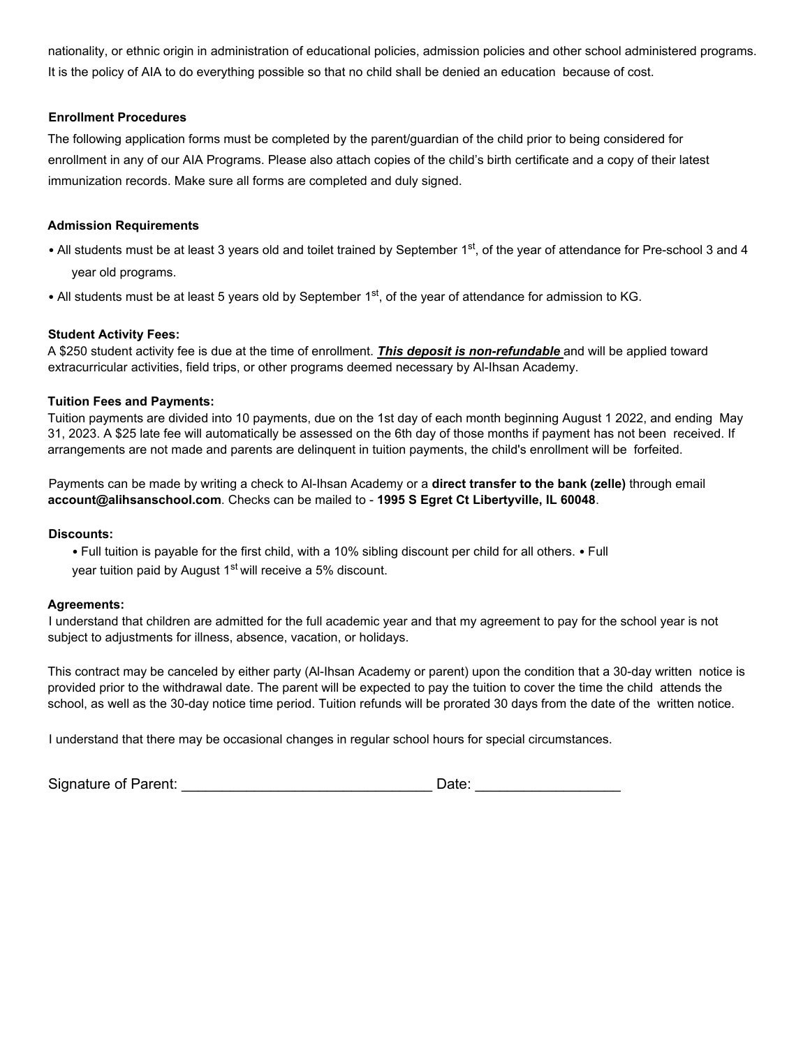nationality, or ethnic origin in administration of educational policies, admission policies and other school administered programs. It is the policy of AIA to do everything possible so that no child shall be denied an education because of cost.

**Enrollment Procedures**

The following application forms must be completed by the parent/guardian of the child prior to being considered for enrollment in any of our AIA Programs. Please also attach copies of the child's birth certificate and a copy of their latest immunization records. Make sure all forms are completed and duly signed.

**Admission Requirements**

- All students must be at least 3 years old and toilet trained by September 1st, of the year of attendance for Pre-school 3 and 4 year old programs.
- All students must be at least 5 years old by September 1st, of the year of attendance for admission to KG.

**Student Activity Fees:**

A $250 student activity fee is due at the time of enrollment. ***This deposit is non-refundable*** and will be applied toward extracurricular activities, field trips, or other programs deemed necessary by Al-Ihsan Academy.

**Tuition Fees and Payments:**

Tuition payments are divided into 10 payments, due on the 1st day of each month beginning August 1 2022, and ending May 31, 2023. A $25 late fee will automatically be assessed on the 6th day of those months if payment has not been received. If arrangements are not made and parents are delinquent in tuition payments, the child's enrollment will be forfeited.

Payments can be made by writing a check to Al-Ihsan Academy or a **direct transfer to the bank (zelle)** through email **account@alihsanschool.com**. Checks can be mailed to - **1995 S Egret Ct Libertyville, IL 60048**.

**Discounts:**

- Full tuition is payable for the first child, with a 10% sibling discount per child for all others.
- Full year tuition paid by August 1st will receive a 5% discount.

**Agreements:**

I understand that children are admitted for the full academic year and that my agreement to pay for the school year is not subject to adjustments for illness, absence, vacation, or holidays.

This contract may be canceled by either party (Al-Ihsan Academy or parent) upon the condition that a 30-day written notice is provided prior to the withdrawal date. The parent will be expected to pay the tuition to cover the time the child attends the school, as well as the 30-day notice time period. Tuition refunds will be prorated 30 days from the date of the written notice.

I understand that there may be occasional changes in regular school hours for special circumstances.

Signature of Parent: _______________________________ Date: _________________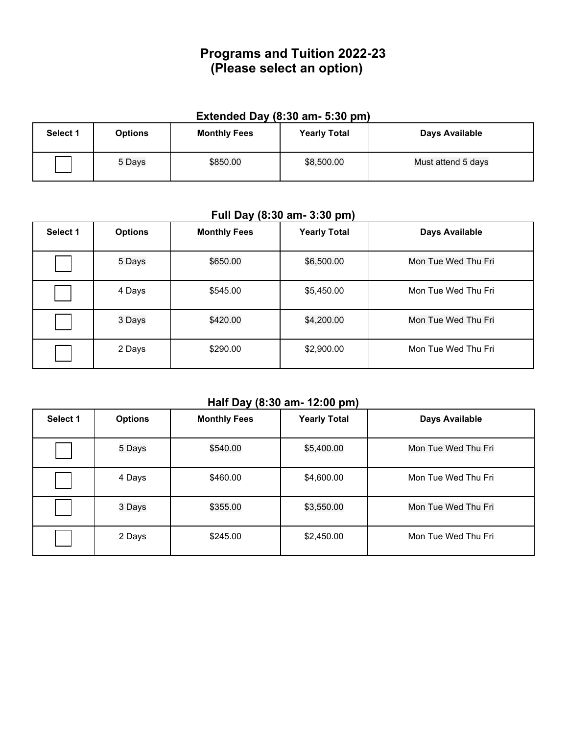# Programs and Tuition 2022-23
## (Please select an option)

### Extended Day (8:30 am- 5:30 pm)

| Select 1 | Options | Monthly Fees | Yearly Total | Days Available |
|---|---|---|---|---|
| ☐ | 5 Days | $850.00 | $8,500.00 | Must attend 5 days |

### Full Day (8:30 am- 3:30 pm)

| Select 1 | Options | Monthly Fees | Yearly Total | Days Available |
|---|---|---|---|---|
| ☐ | 5 Days | $650.00 | $6,500.00 | Mon Tue Wed Thu Fri |
| ☐ | 4 Days | $545.00 | $5,450.00 | Mon Tue Wed Thu Fri |
| ☐ | 3 Days | $420.00 | $4,200.00 | Mon Tue Wed Thu Fri |
| ☐ | 2 Days | $290.00 | $2,900.00 | Mon Tue Wed Thu Fri |

### Half Day (8:30 am- 12:00 pm)

| Select 1 | Options | Monthly Fees | Yearly Total | Days Available |
|---|---|---|---|---|
| ☐ | 5 Days | $540.00 | $5,400.00 | Mon Tue Wed Thu Fri |
| ☐ | 4 Days | $460.00 | $4,600.00 | Mon Tue Wed Thu Fri |
| ☐ | 3 Days | $355.00 | $3,550.00 | Mon Tue Wed Thu Fri |
| ☐ | 2 Days | $245.00 | $2,450.00 | Mon Tue Wed Thu Fri |